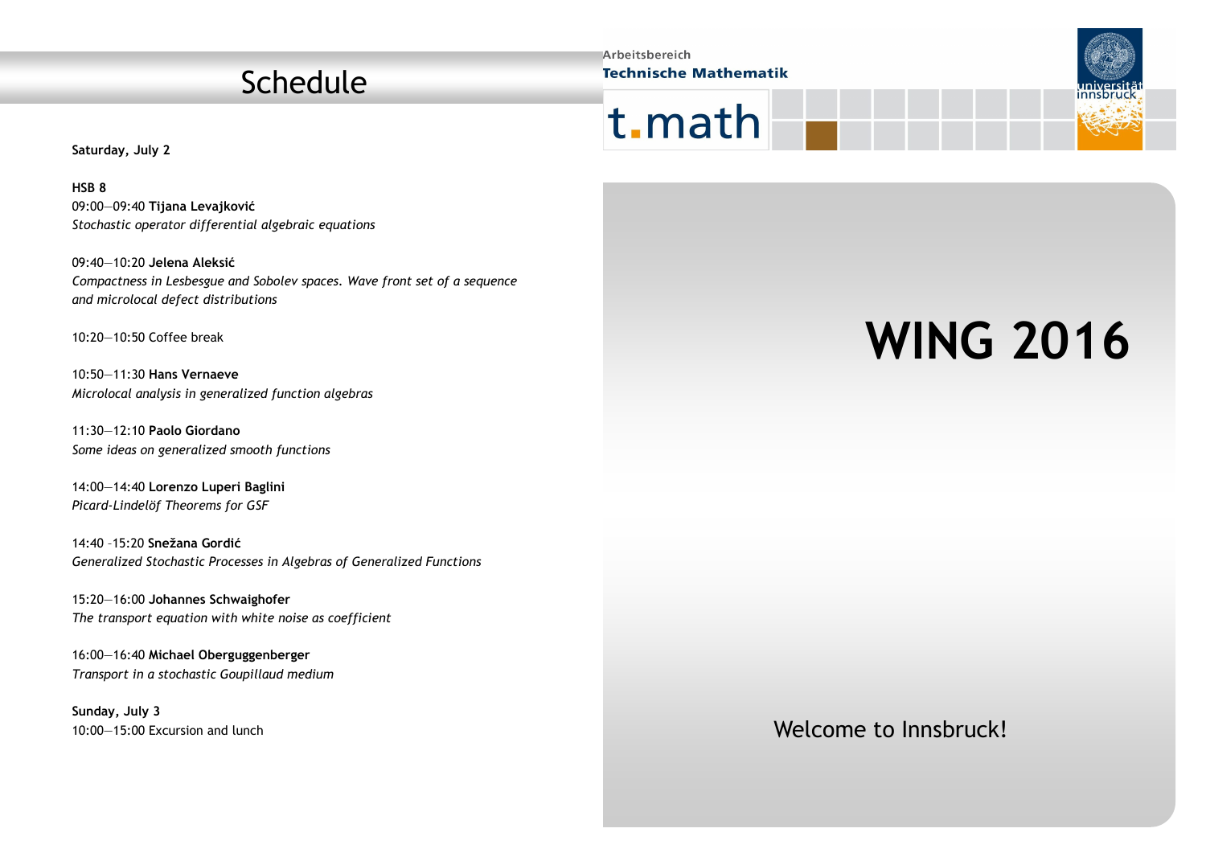# Schedule

**Saturday, July 2**

**HSB 8**
09:00—09:40 **Tijana Levajković**
*Stochastic operator differential algebraic equations*

09:40—10:20 **Jelena Aleksić**
*Compactness in Lesbesgue and Sobolev spaces. Wave front set of a sequence and microlocal defect distributions*

10:20—10:50 Coffee break

10:50—11:30 **Hans Vernaeve**
*Microlocal analysis in generalized function algebras*

11:30—12:10 **Paolo Giordano**
*Some ideas on generalized smooth functions*

14:00—14:40 **Lorenzo Luperi Baglini**
*Picard-Lindelöf Theorems for GSF*

14:40 –15:20 **Snežana Gordić**
*Generalized Stochastic Processes in Algebras of Generalized Functions*

15:20—16:00 **Johannes Schwaighofer**
*The transport equation with white noise as coefficient*

16:00—16:40 **Michael Oberguggenberger**
*Transport in a stochastic Goupillaud medium*

**Sunday, July 3**
10:00—15:00 Excursion and lunch

Arbeitsbereich
**Technische Mathematik**

t.math

universität innsbruck

# WING 2016

Welcome to Innsbruck!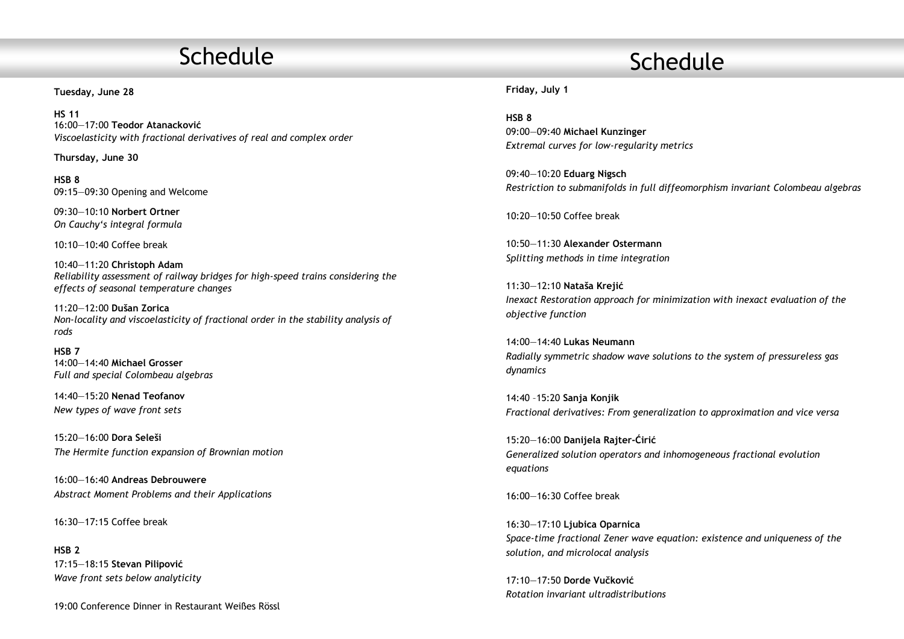# Schedule

**Tuesday, June 28**

**HS 11**
16:00—17:00 **Teodor Atanacković**
*Viscoelasticity with fractional derivatives of real and complex order*

**Thursday, June 30**

**HSB 8**
09:15—09:30 Opening and Welcome

09:30—10:10 **Norbert Ortner**
*On Cauchy's integral formula*

10:10—10:40 Coffee break

10:40—11:20 **Christoph Adam**
*Reliability assessment of railway bridges for high-speed trains considering the effects of seasonal temperature changes*

11:20—12:00 **Dušan Zorica**
*Non-locality and viscoelasticity of fractional order in the stability analysis of rods*

**HSB 7**
14:00—14:40 **Michael Grosser**
*Full and special Colombeau algebras*

14:40—15:20 **Nenad Teofanov**
*New types of wave front sets*

15:20—16:00 **Dora Seleši**
*The Hermite function expansion of Brownian motion*

16:00—16:40 **Andreas Debrouwere**
*Abstract Moment Problems and their Applications*

16:30—17:15 Coffee break

**HSB 2**
17:15—18:15 **Stevan Pilipović**
*Wave front sets below analyticity*

19:00 Conference Dinner in Restaurant Weißes Rössl

# Schedule

**Friday, July 1**

**HSB 8**
09:00—09:40 **Michael Kunzinger**
*Extremal curves for low-regularity metrics*

09:40—10:20 **Eduarg Nigsch**
*Restriction to submanifolds in full diffeomorphism invariant Colombeau algebras*

10:20—10:50 Coffee break

10:50—11:30 **Alexander Ostermann**
*Splitting methods in time integration*

11:30—12:10 **Nataša Krejić**
*Inexact Restoration approach for minimization with inexact evaluation of the objective function*

14:00—14:40 **Lukas Neumann**
*Radially symmetric shadow wave solutions to the system of pressureless gas dynamics*

14:40 –15:20 **Sanja Konjik**
*Fractional derivatives: From generalization to approximation and vice versa*

15:20—16:00 **Danijela Rajter-Ćirić**
*Generalized solution operators and inhomogeneous fractional evolution equations*

16:00—16:30 Coffee break

16:30—17:10 **Ljubica Oparnica**
*Space-time fractional Zener wave equation: existence and uniqueness of the solution, and microlocal analysis*

17:10—17:50 **Dorde Vučković**
*Rotation invariant ultradistributions*